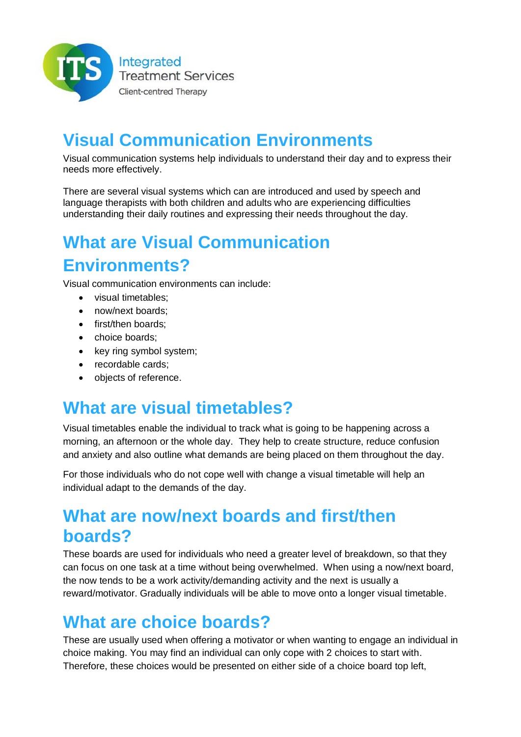Integrated
Treatment Services
Client-centred Therapy

# Visual Communication Environments

Visual communication systems help individuals to understand their day and to express their needs more effectively.

There are several visual systems which can are introduced and used by speech and language therapists with both children and adults who are experiencing difficulties understanding their daily routines and expressing their needs throughout the day.

# What are Visual Communication Environments?

Visual communication environments can include:

- visual timetables;
- now/next boards;
- first/then boards;
- choice boards;
- key ring symbol system;
- recordable cards;
- objects of reference.

# What are visual timetables?

Visual timetables enable the individual to track what is going to be happening across a morning, an afternoon or the whole day. They help to create structure, reduce confusion and anxiety and also outline what demands are being placed on them throughout the day.

For those individuals who do not cope well with change a visual timetable will help an individual adapt to the demands of the day.

# What are now/next boards and first/then boards?

These boards are used for individuals who need a greater level of breakdown, so that they can focus on one task at a time without being overwhelmed. When using a now/next board, the now tends to be a work activity/demanding activity and the next is usually a reward/motivator. Gradually individuals will be able to move onto a longer visual timetable.

# What are choice boards?

These are usually used when offering a motivator or when wanting to engage an individual in choice making. You may find an individual can only cope with 2 choices to start with. Therefore, these choices would be presented on either side of a choice board top left,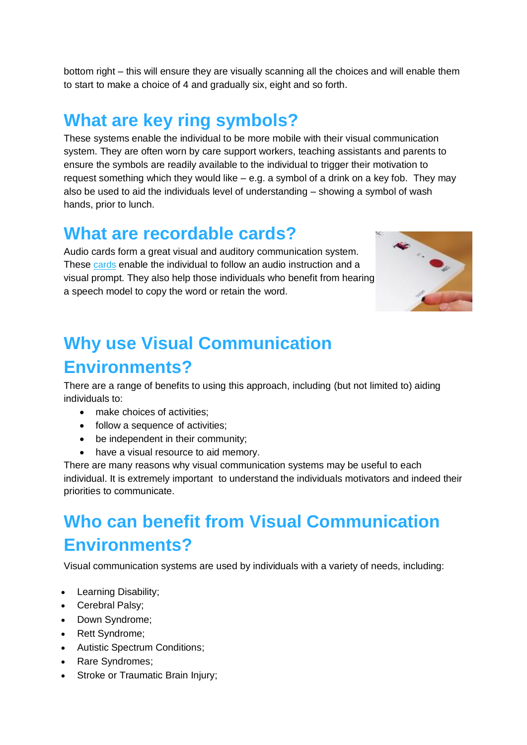bottom right – this will ensure they are visually scanning all the choices and will enable them to start to make a choice of 4 and gradually six, eight and so forth.

## What are key ring symbols?

These systems enable the individual to be more mobile with their visual communication system. They are often worn by care support workers, teaching assistants and parents to ensure the symbols are readily available to the individual to trigger their motivation to request something which they would like – e.g. a symbol of a drink on a key fob. They may also be used to aid the individuals level of understanding – showing a symbol of wash hands, prior to lunch.

## What are recordable cards?

Audio cards form a great visual and auditory communication system. These cards enable the individual to follow an audio instruction and a visual prompt. They also help those individuals who benefit from hearing a speech model to copy the word or retain the word.

## Why use Visual Communication Environments?

There are a range of benefits to using this approach, including (but not limited to) aiding individuals to:

- make choices of activities;
- follow a sequence of activities;
- be independent in their community;
- have a visual resource to aid memory.

There are many reasons why visual communication systems may be useful to each individual. It is extremely important to understand the individuals motivators and indeed their priorities to communicate.

## Who can benefit from Visual Communication Environments?

Visual communication systems are used by individuals with a variety of needs, including:

- Learning Disability;
- Cerebral Palsy;
- Down Syndrome;
- Rett Syndrome;
- Autistic Spectrum Conditions;
- Rare Syndromes;
- Stroke or Traumatic Brain Injury;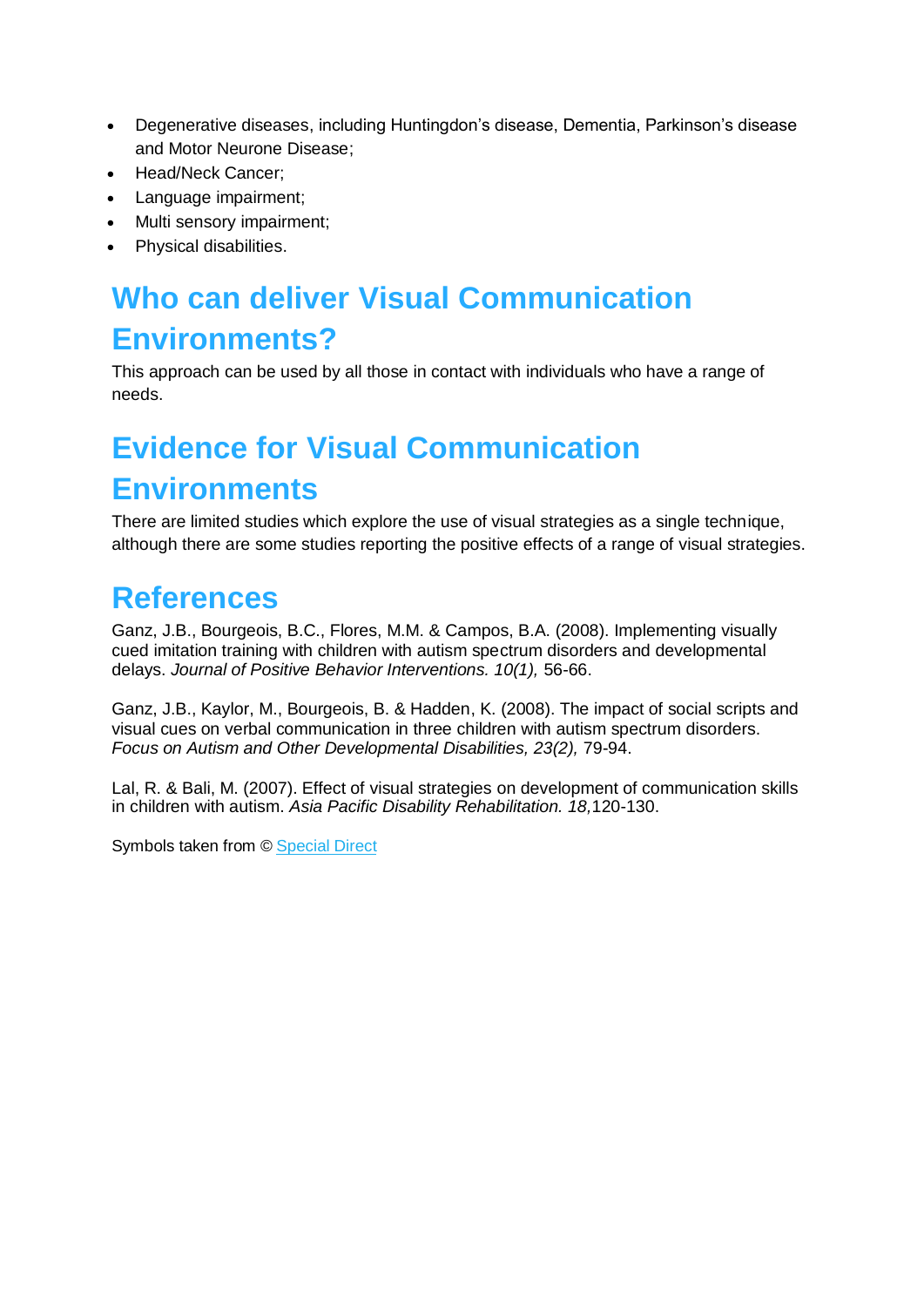- Degenerative diseases, including Huntingdon's disease, Dementia, Parkinson's disease and Motor Neurone Disease;
- Head/Neck Cancer;
- Language impairment;
- Multi sensory impairment;
- Physical disabilities.

## Who can deliver Visual Communication Environments?

This approach can be used by all those in contact with individuals who have a range of needs.

## Evidence for Visual Communication Environments

There are limited studies which explore the use of visual strategies as a single technique, although there are some studies reporting the positive effects of a range of visual strategies.

## References

Ganz, J.B., Bourgeois, B.C., Flores, M.M. & Campos, B.A. (2008). Implementing visually cued imitation training with children with autism spectrum disorders and developmental delays. *Journal of Positive Behavior Interventions. 10(1),* 56-66.

Ganz, J.B., Kaylor, M., Bourgeois, B. & Hadden, K. (2008). The impact of social scripts and visual cues on verbal communication in three children with autism spectrum disorders. *Focus on Autism and Other Developmental Disabilities, 23(2),* 79-94.

Lal, R. & Bali, M. (2007). Effect of visual strategies on development of communication skills in children with autism. *Asia Pacific Disability Rehabilitation. 18,*120-130.

Symbols taken from © Special Direct